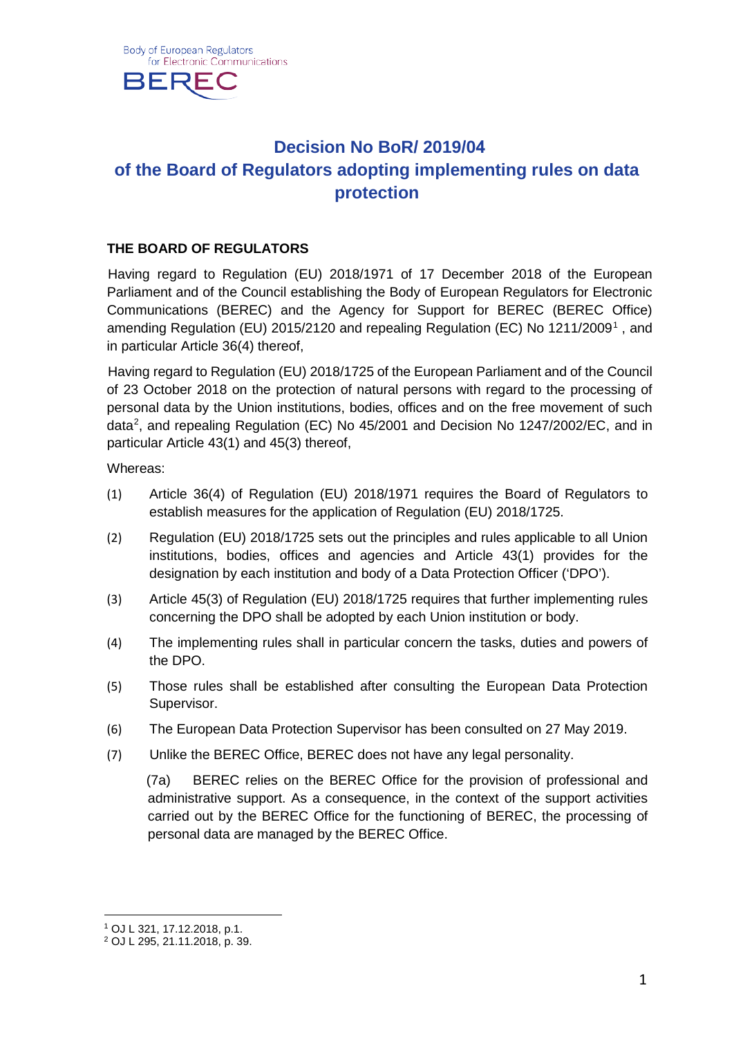Body of European Regulators for Electronic Communications

BEREC

# Decision No BoR/ 2019/04 of the Board of Regulators adopting implementing rules on data protection

**THE BOARD OF REGULATORS**

Having regard to Regulation (EU) 2018/1971 of 17 December 2018 of the European Parliament and of the Council establishing the Body of European Regulators for Electronic Communications (BEREC) and the Agency for Support for BEREC (BEREC Office) amending Regulation (EU) 2015/2120 and repealing Regulation (EC) No 1211/2009[1] , and in particular Article 36(4) thereof,

Having regard to Regulation (EU) 2018/1725 of the European Parliament and of the Council of 23 October 2018 on the protection of natural persons with regard to the processing of personal data by the Union institutions, bodies, offices and on the free movement of such data[2], and repealing Regulation (EC) No 45/2001 and Decision No 1247/2002/EC, and in particular Article 43(1) and 45(3) thereof,

Whereas:

(1) Article 36(4) of Regulation (EU) 2018/1971 requires the Board of Regulators to establish measures for the application of Regulation (EU) 2018/1725.

(2) Regulation (EU) 2018/1725 sets out the principles and rules applicable to all Union institutions, bodies, offices and agencies and Article 43(1) provides for the designation by each institution and body of a Data Protection Officer ('DPO').

(3) Article 45(3) of Regulation (EU) 2018/1725 requires that further implementing rules concerning the DPO shall be adopted by each Union institution or body.

(4) The implementing rules shall in particular concern the tasks, duties and powers of the DPO.

(5) Those rules shall be established after consulting the European Data Protection Supervisor.

(6) The European Data Protection Supervisor has been consulted on 27 May 2019.

(7) Unlike the BEREC Office, BEREC does not have any legal personality.

(7a) BEREC relies on the BEREC Office for the provision of professional and administrative support. As a consequence, in the context of the support activities carried out by the BEREC Office for the functioning of BEREC, the processing of personal data are managed by the BEREC Office.

---

[1] OJ L 321, 17.12.2018, p.1.

[2] OJ L 295, 21.11.2018, p. 39.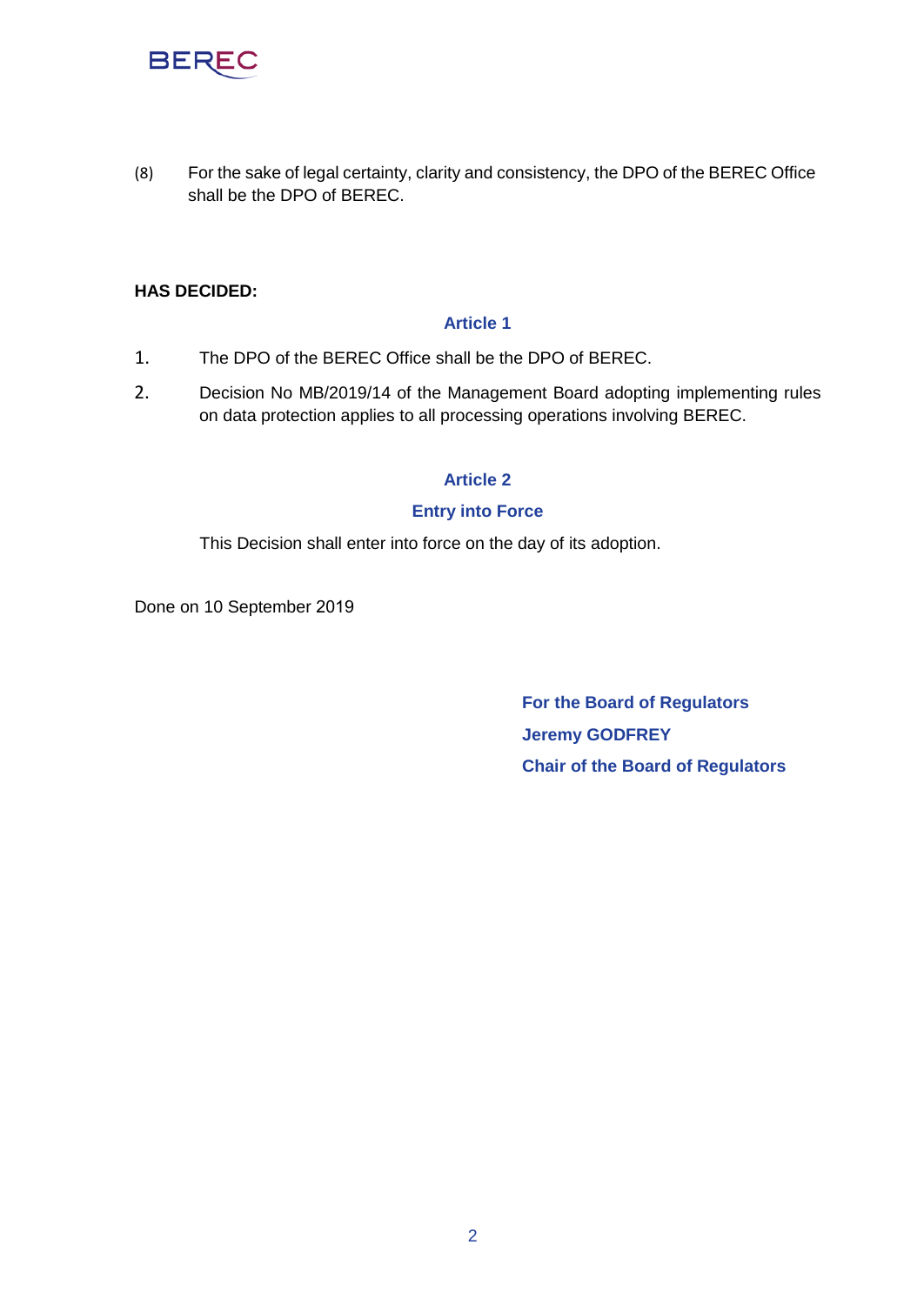(8) For the sake of legal certainty, clarity and consistency, the DPO of the BEREC Office shall be the DPO of BEREC.

**HAS DECIDED:**

## Article 1

1. The DPO of the BEREC Office shall be the DPO of BEREC.
2. Decision No MB/2019/14 of the Management Board adopting implementing rules on data protection applies to all processing operations involving BEREC.

## Article 2

## Entry into Force

This Decision shall enter into force on the day of its adoption.

Done on 10 September 2019

**For the Board of Regulators**

**Jeremy GODFREY**

**Chair of the Board of Regulators**